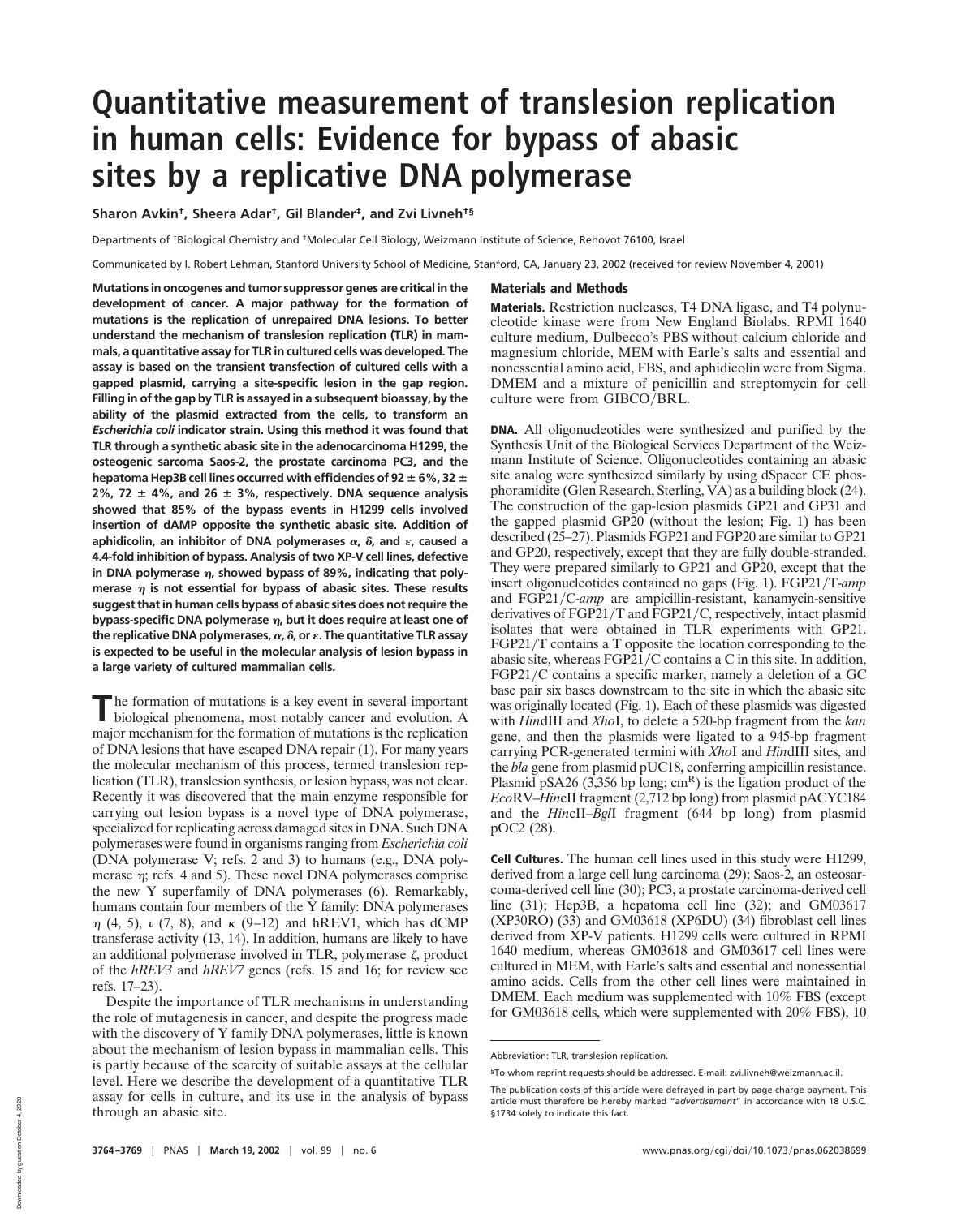# Quantitative measurement of translesion replication in human cells: Evidence for bypass of abasic sites by a replicative DNA polymerase

**Sharon Avkin[†], Sheera Adar[†], Gil Blander[‡], and Zvi Livneh[†§]**

Departments of [†]Biological Chemistry and [‡]Molecular Cell Biology, Weizmann Institute of Science, Rehovot 76100, Israel

Communicated by I. Robert Lehman, Stanford University School of Medicine, Stanford, CA, January 23, 2002 (received for review November 4, 2001)

**Mutations in oncogenes and tumor suppressor genes are critical in the development of cancer. A major pathway for the formation of mutations is the replication of unrepaired DNA lesions. To better understand the mechanism of translesion replication (TLR) in mammals, a quantitative assay for TLR in cultured cells was developed. The assay is based on the transient transfection of cultured cells with a gapped plasmid, carrying a site-specific lesion in the gap region. Filling in of the gap by TLR is assayed in a subsequent bioassay, by the ability of the plasmid extracted from the cells, to transform an *Escherichia coli* indicator strain. Using this method it was found that TLR through a synthetic abasic site in the adenocarcinoma H1299, the osteogenic sarcoma Saos-2, the prostate carcinoma PC3, and the hepatoma Hep3B cell lines occurred with efficiencies of 92 ± 6%, 32 ± 2%, 72 ± 4%, and 26 ± 3%, respectively. DNA sequence analysis showed that 85% of the bypass events in H1299 cells involved insertion of dAMP opposite the synthetic abasic site. Addition of aphidicolin, an inhibitor of DNA polymerases $\alpha$, $\delta$, and $\varepsilon$, caused a 4.4-fold inhibition of bypass. Analysis of two XP-V cell lines, defective in DNA polymerase $\eta$, showed bypass of 89%, indicating that polymerase $\eta$ is not essential for bypass of abasic sites. These results suggest that in human cells bypass of abasic sites does not require the bypass-specific DNA polymerase $\eta$, but it does require at least one of the replicative DNA polymerases, $\alpha$, $\delta$, or $\varepsilon$. The quantitative TLR assay is expected to be useful in the molecular analysis of lesion bypass in a large variety of cultured mammalian cells.**

The formation of mutations is a key event in several important biological phenomena, most notably cancer and evolution. A major mechanism for the formation of mutations is the replication of DNA lesions that have escaped DNA repair (1). For many years the molecular mechanism of this process, termed translesion replication (TLR), translesion synthesis, or lesion bypass, was not clear. Recently it was discovered that the main enzyme responsible for carrying out lesion bypass is a novel type of DNA polymerase, specialized for replicating across damaged sites in DNA. Such DNA polymerases were found in organisms ranging from *Escherichia coli* (DNA polymerase V; refs. 2 and 3) to humans (e.g., DNA polymerase $\eta$; refs. 4 and 5). These novel DNA polymerases comprise the new Y superfamily of DNA polymerases (6). Remarkably, humans contain four members of the Y family: DNA polymerases $\eta$ (4, 5), $\iota$ (7, 8), and $\kappa$ (9–12) and hREV1, which has dCMP transferase activity (13, 14). In addition, humans are likely to have an additional polymerase involved in TLR, polymerase $\zeta$, product of the *hREV3* and *hREV7* genes (refs. 15 and 16; for review see refs. 17–23).

Despite the importance of TLR mechanisms in understanding the role of mutagenesis in cancer, and despite the progress made with the discovery of Y family DNA polymerases, little is known about the mechanism of lesion bypass in mammalian cells. This is partly because of the scarcity of suitable assays at the cellular level. Here we describe the development of a quantitative TLR assay for cells in culture, and its use in the analysis of bypass through an abasic site.

## Materials and Methods

**Materials.** Restriction nucleases, T4 DNA ligase, and T4 polynucleotide kinase were from New England Biolabs. RPMI 1640 culture medium, Dulbecco's PBS without calcium chloride and magnesium chloride, MEM with Earle's salts and essential and nonessential amino acid, FBS, and aphidicolin were from Sigma. DMEM and a mixture of penicillin and streptomycin for cell culture were from GIBCO/BRL.

**DNA.** All oligonucleotides were synthesized and purified by the Synthesis Unit of the Biological Services Department of the Weizmann Institute of Science. Oligonucleotides containing an abasic site analog were synthesized similarly by using dSpacer CE phosphoramidite (Glen Research, Sterling, VA) as a building block (24). The construction of the gap-lesion plasmids GP21 and GP31 and the gapped plasmid GP20 (without the lesion; Fig. 1) has been described (25–27). Plasmids FGP21 and FGP20 are similar to GP21 and GP20, respectively, except that they are fully double-stranded. They were prepared similarly to GP21 and GP20, except that the insert oligonucleotides contained no gaps (Fig. 1). FGP21/T-*amp* and FGP21/C-*amp* are ampicillin-resistant, kanamycin-sensitive derivatives of FGP21/T and FGP21/C, respectively, intact plasmid isolates that were obtained in TLR experiments with GP21. FGP21/T contains a T opposite the location corresponding to the abasic site, whereas FGP21/C contains a C in this site. In addition, FGP21/C contains a specific marker, namely a deletion of a GC base pair six bases downstream to the site in which the abasic site was originally located (Fig. 1). Each of these plasmids was digested with *Hin*dIII and *Xho*I, to delete a 520-bp fragment from the *kan* gene, and then the plasmids were ligated to a 945-bp fragment carrying PCR-generated termini with *Xho*I and *Hin*dIII sites, and the *bla* gene from plasmid pUC18, conferring ampicillin resistance. Plasmid pSA26 (3,356 bp long; cm[R]) is the ligation product of the *Eco*RV–*Hin*cII fragment (2,712 bp long) from plasmid pACYC184 and the *Hin*cII–*Bgl*I fragment (644 bp long) from plasmid pOC2 (28).

**Cell Cultures.** The human cell lines used in this study were H1299, derived from a large cell lung carcinoma (29); Saos-2, an osteosarcoma-derived cell line (30); PC3, a prostate carcinoma-derived cell line (31); Hep3B, a hepatoma cell line (32); and GM03617 (XP30RO) (33) and GM03618 (XP6DU) (34) fibroblast cell lines derived from XP-V patients. H1299 cells were cultured in RPMI 1640 medium, whereas GM03618 and GM03617 cell lines were cultured in MEM, with Earle's salts and essential and nonessential amino acids. Cells from the other cell lines were maintained in DMEM. Each medium was supplemented with 10% FBS (except for GM03618 cells, which were supplemented with 20% FBS), 10

---

Abbreviation: TLR, translesion replication.

[§]To whom reprint requests should be addressed. E-mail: zvi.livneh@weizmann.ac.il.

The publication costs of this article were defrayed in part by page charge payment. This article must therefore be hereby marked "*advertisement*" in accordance with 18 U.S.C. §1734 solely to indicate this fact.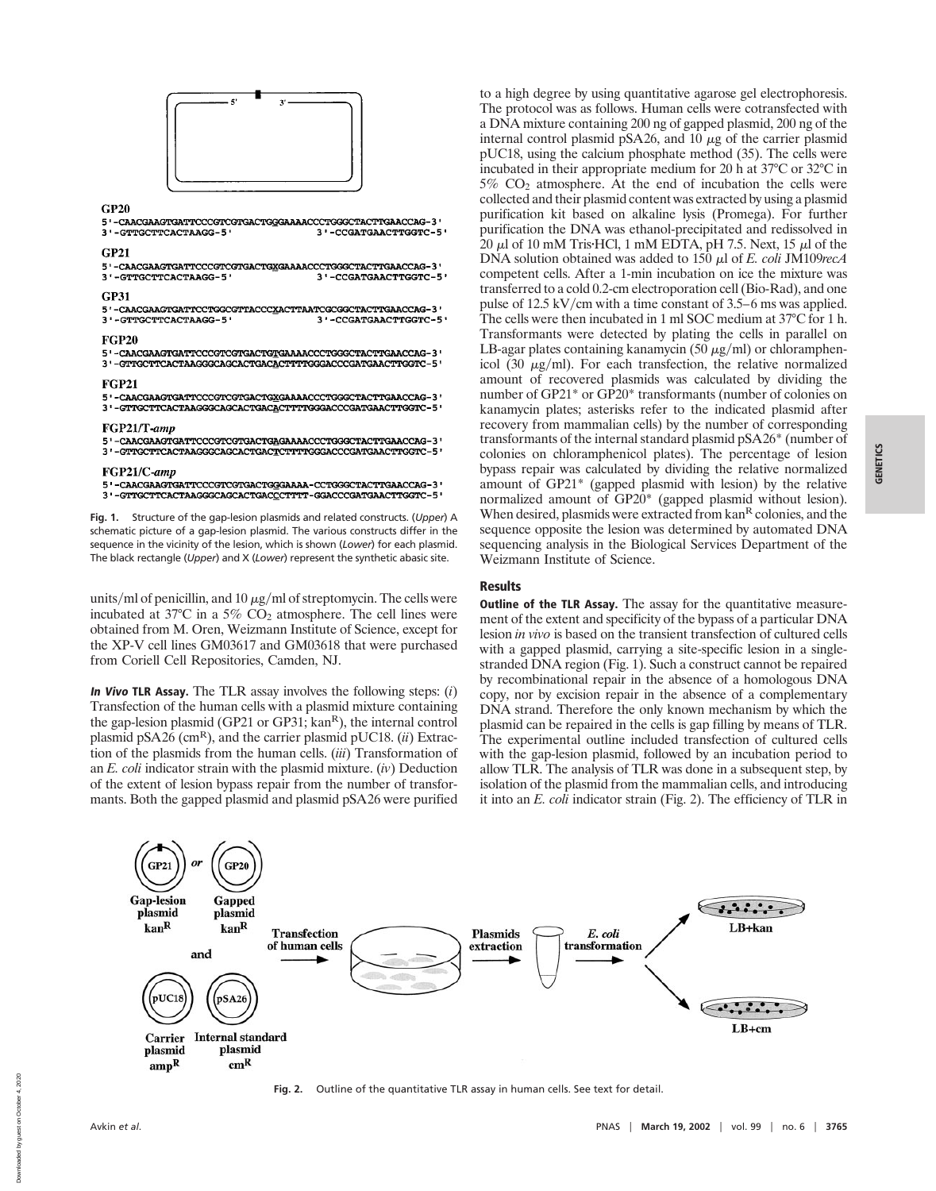GP20

```
5'-CAACGAAGTGATTCCCGTCGTGACTGGGAAAACCCTGGGCTACTTGAACCAG-3'
3'-GTTGCTTCACTAAGG-5'                  3'-CCGATGAACTTGGTC-5'
```

GP21

```
5'-CAACGAAGTGATTCCCGTCGTGACTGXGAAAACCCTGGGCTACTTGAACCAG-3'
3'-GTTGCTTCACTAAGG-5'                  3'-CCGATGAACTTGGTC-5'
```

GP31

```
5'-CAACGAAGTGATTCCTGGCGTTACCCXACTTAATCGCGGCTACTTGAACCAG-3'
3'-GTTGCTTCACTAAGG-5'                  3'-CCGATGAACTTGGTC-5'
```

FGP20

```
5'-CAACGAAGTGATTCCCGTCGTGACTGTGAAAACCCTGGGCTACTTGAACCAG-3'
3'-GTTGCTTCACTAAGGGCAGCACTGACACTTTTGGGACCCGATGAACTTGGTC-5'
```

FGP21

```
5'-CAACGAAGTGATTCCCGTCGTGACTGXGAAAACCCTGGGCTACTTGAACCAG-3'
3'-GTTGCTTCACTAAGGGCAGCACTGACACTTTTGGGACCCGATGAACTTGGTC-5'
```

FGP21/T-*amp*

```
5'-CAACGAAGTGATTCCCGTCGTGACTGAGAAAACCCTGGGCTACTTGAACCAG-3'
3'-GTTGCTTCACTAAGGGCAGCACTGACTCTTTTGGGACCCGATGAACTTGGTC-5'
```

FGP21/C-*amp*

```
5'-CAACGAAGTGATTCCCGTCGTGACTGGGAAAA-CCTGGGCTACTTGAACCAG-3'
3'-GTTGCTTCACTAAGGGCAGCACTGACCCTTTT-GGACCCGATGAACTTGGTC-5'
```

**Fig. 1.** Structure of the gap-lesion plasmids and related constructs. (*Upper*) A schematic picture of a gap-lesion plasmid. The various constructs differ in the sequence in the vicinity of the lesion, which is shown (*Lower*) for each plasmid. The black rectangle (*Upper*) and X (*Lower*) represent the synthetic abasic site.

units/ml of penicillin, and 10 μg/ml of streptomycin. The cells were incubated at 37°C in a 5% $CO_2$ atmosphere. The cell lines were obtained from M. Oren, Weizmann Institute of Science, except for the XP-V cell lines GM03617 and GM03618 that were purchased from Coriell Cell Repositories, Camden, NJ.

***In Vivo* TLR Assay.** The TLR assay involves the following steps: (*i*) Transfection of the human cells with a plasmid mixture containing the gap-lesion plasmid (GP21 or GP31; kan$^R$), the internal control plasmid pSA26 (cm$^R$), and the carrier plasmid pUC18. (*ii*) Extraction of the plasmids from the human cells. (*iii*) Transformation of an *E. coli* indicator strain with the plasmid mixture. (*iv*) Deduction of the extent of lesion bypass repair from the number of transformants. Both the gapped plasmid and plasmid pSA26 were purified to a high degree by using quantitative agarose gel electrophoresis. The protocol was as follows. Human cells were cotransfected with a DNA mixture containing 200 ng of gapped plasmid, 200 ng of the internal control plasmid pSA26, and 10 μg of the carrier plasmid pUC18, using the calcium phosphate method (35). The cells were incubated in their appropriate medium for 20 h at 37°C or 32°C in 5% $CO_2$ atmosphere. At the end of incubation the cells were collected and their plasmid content was extracted by using a plasmid purification kit based on alkaline lysis (Promega). For further purification the DNA was ethanol-precipitated and redissolved in 20 μl of 10 mM Tris·HCl, 1 mM EDTA, pH 7.5. Next, 15 μl of the DNA solution obtained was added to 150 μl of *E. coli* JM109*recA* competent cells. After a 1-min incubation on ice the mixture was transferred to a cold 0.2-cm electroporation cell (Bio-Rad), and one pulse of 12.5 kV/cm with a time constant of 3.5–6 ms was applied. The cells were then incubated in 1 ml SOC medium at 37°C for 1 h. Transformants were detected by plating the cells in parallel on LB-agar plates containing kanamycin (50 μg/ml) or chloramphenicol (30 μg/ml). For each transfection, the relative normalized amount of recovered plasmids was calculated by dividing the number of GP21* or GP20* transformants (number of colonies on kanamycin plates; asterisks refer to the indicated plasmid after recovery from mammalian cells) by the number of corresponding transformants of the internal standard plasmid pSA26* (number of colonies on chloramphenicol plates). The percentage of lesion bypass repair was calculated by dividing the relative normalized amount of GP21* (gapped plasmid with lesion) by the relative normalized amount of GP20* (gapped plasmid without lesion). When desired, plasmids were extracted from kan$^R$ colonies, and the sequence opposite the lesion was determined by automated DNA sequencing analysis in the Biological Services Department of the Weizmann Institute of Science.

## Results

**Outline of the TLR Assay.** The assay for the quantitative measurement of the extent and specificity of the bypass of a particular DNA lesion *in vivo* is based on the transient transfection of cultured cells with a gapped plasmid, carrying a site-specific lesion in a single-stranded DNA region (Fig. 1). Such a construct cannot be repaired by recombinational repair in the absence of a homologous DNA copy, nor by excision repair in the absence of a complementary DNA strand. Therefore the only known mechanism by which the plasmid can be repaired in the cells is gap filling by means of TLR. The experimental outline included transfection of cultured cells with the gap-lesion plasmid, followed by an incubation period to allow TLR. The analysis of TLR was done in a subsequent step, by isolation of the plasmid from the mammalian cells, and introducing it into an *E. coli* indicator strain (Fig. 2). The efficiency of TLR in

**Fig. 2.** Outline of the quantitative TLR assay in human cells. See text for detail.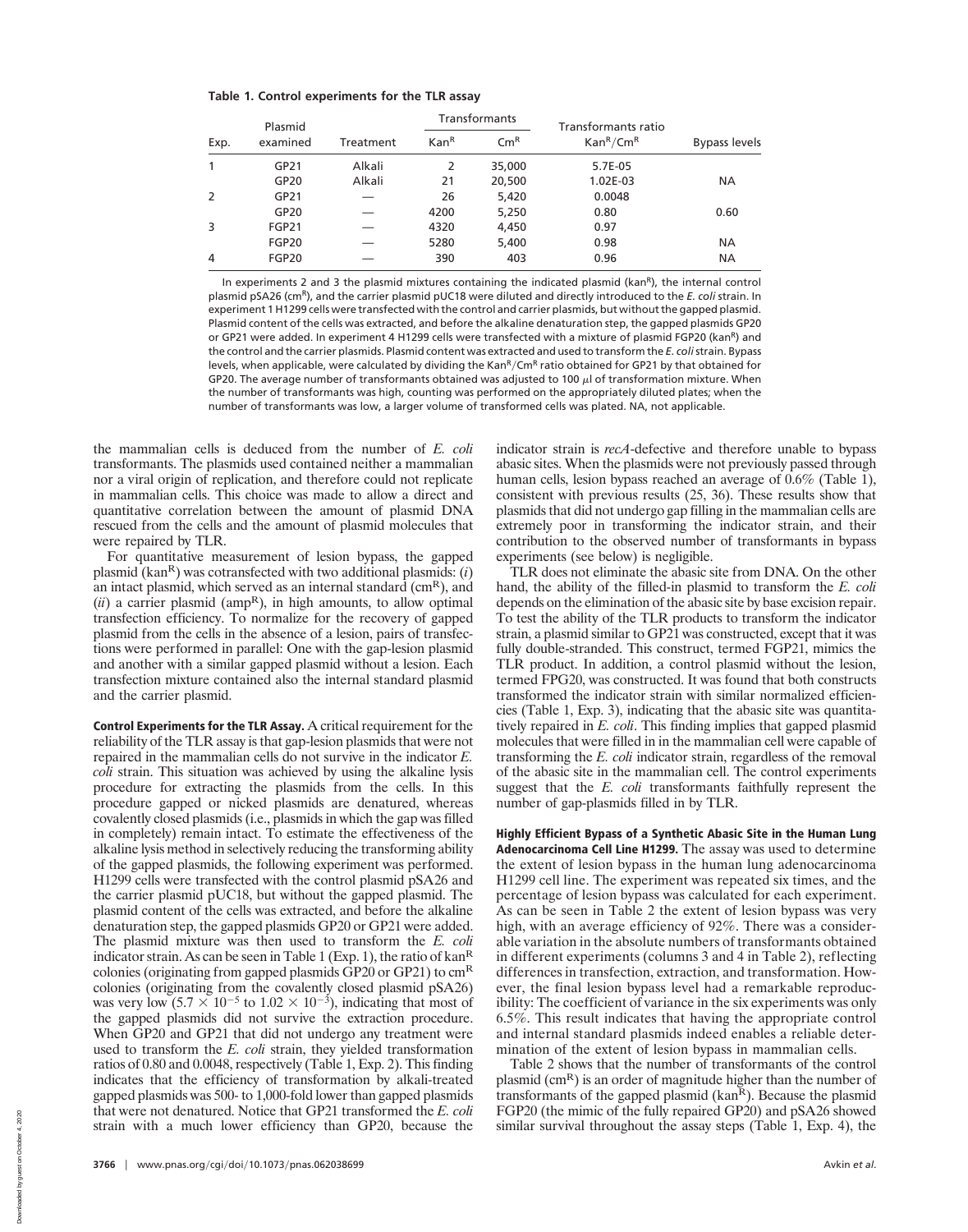**Table 1. Control experiments for the TLR assay**

| Exp. | Plasmid examined | Treatment | Transformants | | Transformants ratio $Kan^R/Cm^R$ | Bypass levels |
|---|---|---|---|---|---|---|
| | | | $Kan^R$ | $Cm^R$ | | |
| 1 | GP21 | Alkali | 2 | 35,000 | 5.7E-05 | |
| | GP20 | Alkali | 21 | 20,500 | 1.02E-03 | NA |
| 2 | GP21 | — | 26 | 5,420 | 0.0048 | |
| | GP20 | — | 4200 | 5,250 | 0.80 | 0.60 |
| 3 | FGP21 | — | 4320 | 4,450 | 0.97 | |
| | FGP20 | — | 5280 | 5,400 | 0.98 | NA |
| 4 | FGP20 | — | 390 | 403 | 0.96 | NA |

In experiments 2 and 3 the plasmid mixtures containing the indicated plasmid (kan$^R$), the internal control plasmid pSA26 (cm$^R$), and the carrier plasmid pUC18 were diluted and directly introduced to the *E. coli* strain. In experiment 1 H1299 cells were transfected with the control and carrier plasmids, but without the gapped plasmid. Plasmid content of the cells was extracted, and before the alkaline denaturation step, the gapped plasmids GP20 or GP21 were added. In experiment 4 H1299 cells were transfected with a mixture of plasmid FGP20 (kan$^R$) and the control and the carrier plasmids. Plasmid content was extracted and used to transform the *E. coli* strain. Bypass levels, when applicable, were calculated by dividing the Kan$^R$/Cm$^R$ ratio obtained for GP21 by that obtained for GP20. The average number of transformants obtained was adjusted to 100 μl of transformation mixture. When the number of transformants was high, counting was performed on the appropriately diluted plates; when the number of transformants was low, a larger volume of transformed cells was plated. NA, not applicable.

the mammalian cells is deduced from the number of *E. coli* transformants. The plasmids used contained neither a mammalian nor a viral origin of replication, and therefore could not replicate in mammalian cells. This choice was made to allow a direct and quantitative correlation between the amount of plasmid DNA rescued from the cells and the amount of plasmid molecules that were repaired by TLR.

For quantitative measurement of lesion bypass, the gapped plasmid (kan$^R$) was cotransfected with two additional plasmids: (*i*) an intact plasmid, which served as an internal standard (cm$^R$), and (*ii*) a carrier plasmid (amp$^R$), in high amounts, to allow optimal transfection efficiency. To normalize for the recovery of gapped plasmid from the cells in the absence of a lesion, pairs of transfections were performed in parallel: One with the gap-lesion plasmid and another with a similar gapped plasmid without a lesion. Each transfection mixture contained also the internal standard plasmid and the carrier plasmid.

**Control Experiments for the TLR Assay.** A critical requirement for the reliability of the TLR assay is that gap-lesion plasmids that were not repaired in the mammalian cells do not survive in the indicator *E. coli* strain. This situation was achieved by using the alkaline lysis procedure for extracting the plasmids from the cells. In this procedure gapped or nicked plasmids are denatured, whereas covalently closed plasmids (i.e., plasmids in which the gap was filled in completely) remain intact. To estimate the effectiveness of the alkaline lysis method in selectively reducing the transforming ability of the gapped plasmids, the following experiment was performed. H1299 cells were transfected with the control plasmid pSA26 and the carrier plasmid pUC18, but without the gapped plasmid. The plasmid content of the cells was extracted, and before the alkaline denaturation step, the gapped plasmids GP20 or GP21 were added. The plasmid mixture was then used to transform the *E. coli* indicator strain. As can be seen in Table 1 (Exp. 1), the ratio of kan$^R$ colonies (originating from gapped plasmids GP20 or GP21) to cm$^R$ colonies (originating from the covalently closed plasmid pSA26) was very low ($5.7 \times 10^{-5}$ to $1.02 \times 10^{-3}$), indicating that most of the gapped plasmids did not survive the extraction procedure. When GP20 and GP21 that did not undergo any treatment were used to transform the *E. coli* strain, they yielded transformation ratios of 0.80 and 0.0048, respectively (Table 1, Exp. 2). This finding indicates that the efficiency of transformation by alkali-treated gapped plasmids was 500- to 1,000-fold lower than gapped plasmids that were not denatured. Notice that GP21 transformed the *E. coli* strain with a much lower efficiency than GP20, because the indicator strain is *recA*-defective and therefore unable to bypass abasic sites. When the plasmids were not previously passed through human cells, lesion bypass reached an average of 0.6% (Table 1), consistent with previous results (25, 36). These results show that plasmids that did not undergo gap filling in the mammalian cells are extremely poor in transforming the indicator strain, and their contribution to the observed number of transformants in bypass experiments (see below) is negligible.

TLR does not eliminate the abasic site from DNA. On the other hand, the ability of the filled-in plasmid to transform the *E. coli* depends on the elimination of the abasic site by base excision repair. To test the ability of the TLR products to transform the indicator strain, a plasmid similar to GP21 was constructed, except that it was fully double-stranded. This construct, termed FGP21, mimics the TLR product. In addition, a control plasmid without the lesion, termed FPG20, was constructed. It was found that both constructs transformed the indicator strain with similar normalized efficiencies (Table 1, Exp. 3), indicating that the abasic site was quantitatively repaired in *E. coli*. This finding implies that gapped plasmid molecules that were filled in in the mammalian cell were capable of transforming the *E. coli* indicator strain, regardless of the removal of the abasic site in the mammalian cell. The control experiments suggest that the *E. coli* transformants faithfully represent the number of gap-plasmids filled in by TLR.

**Highly Efficient Bypass of a Synthetic Abasic Site in the Human Lung Adenocarcinoma Cell Line H1299.** The assay was used to determine the extent of lesion bypass in the human lung adenocarcinoma H1299 cell line. The experiment was repeated six times, and the percentage of lesion bypass was calculated for each experiment. As can be seen in Table 2 the extent of lesion bypass was very high, with an average efficiency of 92%. There was a considerable variation in the absolute numbers of transformants obtained in different experiments (columns 3 and 4 in Table 2), reflecting differences in transfection, extraction, and transformation. However, the final lesion bypass level had a remarkable reproducibility: The coefficient of variance in the six experiments was only 6.5%. This result indicates that having the appropriate control and internal standard plasmids indeed enables a reliable determination of the extent of lesion bypass in mammalian cells.

Table 2 shows that the number of transformants of the control plasmid (cm$^R$) is an order of magnitude higher than the number of transformants of the gapped plasmid (kan$^R$). Because the plasmid FGP20 (the mimic of the fully repaired GP20) and pSA26 showed similar survival throughout the assay steps (Table 1, Exp. 4), the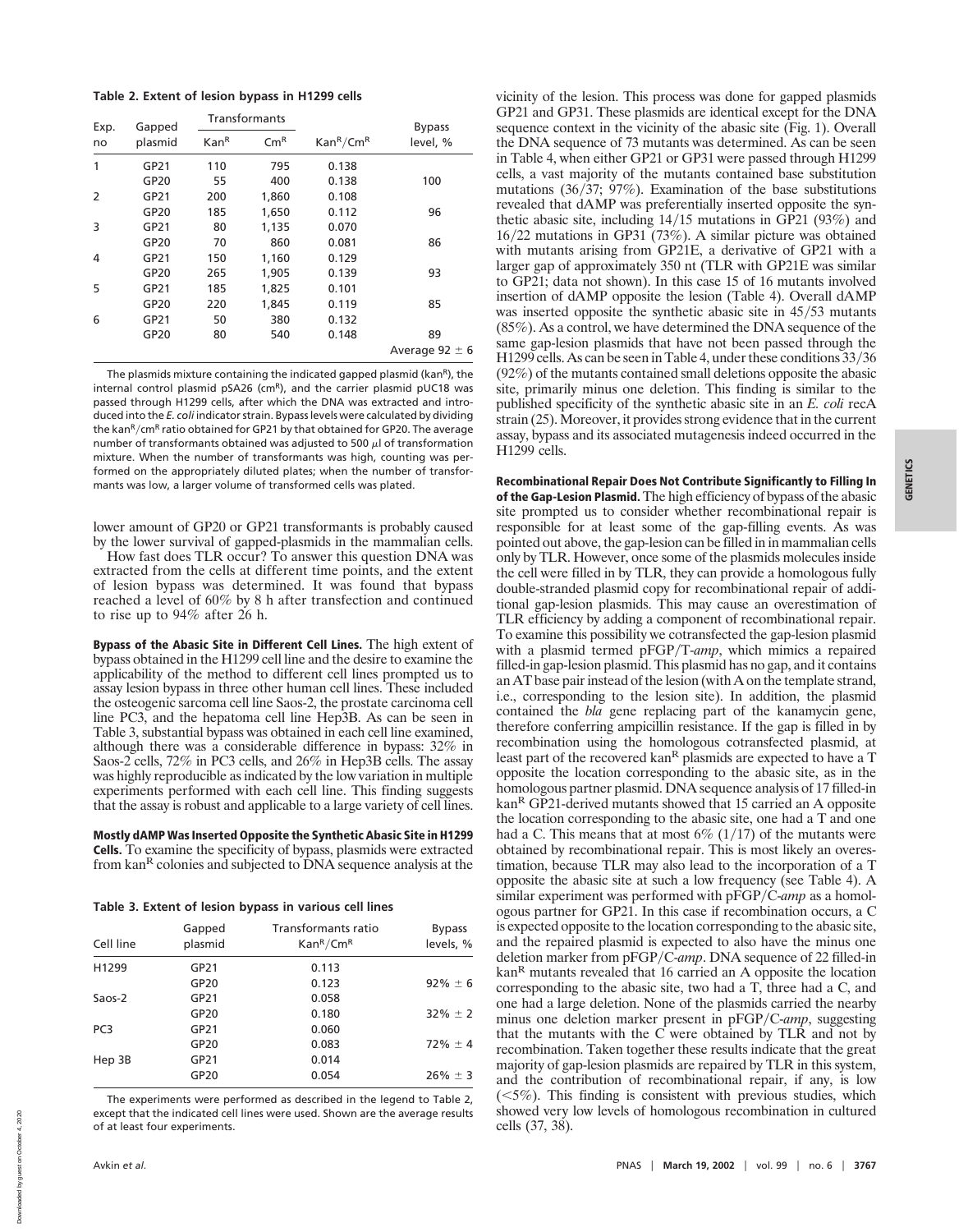**Table 2. Extent of lesion bypass in H1299 cells**

| Exp. no | Gapped plasmid | Transformants | | | Bypass level, % |
|---|---|---|---|---|---|
| | | Kan$^R$ | Cm$^R$ | Kan$^R$/Cm$^R$ | |
| 1 | GP21 | 110 | 795 | 0.138 | |
| | GP20 | 55 | 400 | 0.138 | 100 |
| 2 | GP21 | 200 | 1,860 | 0.108 | |
| | GP20 | 185 | 1,650 | 0.112 | 96 |
| 3 | GP21 | 80 | 1,135 | 0.070 | |
| | GP20 | 70 | 860 | 0.081 | 86 |
| 4 | GP21 | 150 | 1,160 | 0.129 | |
| | GP20 | 265 | 1,905 | 0.139 | 93 |
| 5 | GP21 | 185 | 1,825 | 0.101 | |
| | GP20 | 220 | 1,845 | 0.119 | 85 |
| 6 | GP21 | 50 | 380 | 0.132 | |
| | GP20 | 80 | 540 | 0.148 | 89 |
| | | | | | Average 92 ± 6 |

The plasmids mixture containing the indicated gapped plasmid (kan$^R$), the internal control plasmid pSA26 (cm$^R$), and the carrier plasmid pUC18 was passed through H1299 cells, after which the DNA was extracted and introduced into the *E. coli* indicator strain. Bypass levels were calculated by dividing the kan$^R$/cm$^R$ ratio obtained for GP21 by that obtained for GP20. The average number of transformants obtained was adjusted to 500 μl of transformation mixture. When the number of transformants was high, counting was performed on the appropriately diluted plates; when the number of transformants was low, a larger volume of transformed cells was plated.

lower amount of GP20 or GP21 transformants is probably caused by the lower survival of gapped-plasmids in the mammalian cells.

How fast does TLR occur? To answer this question DNA was extracted from the cells at different time points, and the extent of lesion bypass was determined. It was found that bypass reached a level of 60% by 8 h after transfection and continued to rise up to 94% after 26 h.

**Bypass of the Abasic Site in Different Cell Lines.** The high extent of bypass obtained in the H1299 cell line and the desire to examine the applicability of the method to different cell lines prompted us to assay lesion bypass in three other human cell lines. These included the osteogenic sarcoma cell line Saos-2, the prostate carcinoma cell line PC3, and the hepatoma cell line Hep3B. As can be seen in Table 3, substantial bypass was obtained in each cell line examined, although there was a considerable difference in bypass: 32% in Saos-2 cells, 72% in PC3 cells, and 26% in Hep3B cells. The assay was highly reproducible as indicated by the low variation in multiple experiments performed with each cell line. This finding suggests that the assay is robust and applicable to a large variety of cell lines.

**Mostly dAMP Was Inserted Opposite the Synthetic Abasic Site in H1299 Cells.** To examine the specificity of bypass, plasmids were extracted from kan$^R$ colonies and subjected to DNA sequence analysis at the vicinity of the lesion. This process was done for gapped plasmids GP21 and GP31. These plasmids are identical except for the DNA sequence context in the vicinity of the abasic site (Fig. 1). Overall the DNA sequence of 73 mutants was determined. As can be seen in Table 4, when either GP21 or GP31 were passed through H1299 cells, a vast majority of the mutants contained base substitution mutations (36/37; 97%). Examination of the base substitutions revealed that dAMP was preferentially inserted opposite the synthetic abasic site, including 14/15 mutations in GP21 (93%) and 16/22 mutations in GP31 (73%). A similar picture was obtained with mutants arising from GP21E, a derivative of GP21 with a larger gap of approximately 350 nt (TLR with GP21E was similar to GP21; data not shown). In this case 15 of 16 mutants involved insertion of dAMP opposite the lesion (Table 4). Overall dAMP was inserted opposite the synthetic abasic site in 45/53 mutants (85%). As a control, we have determined the DNA sequence of the same gap-lesion plasmids that have not been passed through the H1299 cells. As can be seen in Table 4, under these conditions 33/36 (92%) of the mutants contained small deletions opposite the abasic site, primarily minus one deletion. This finding is similar to the published specificity of the synthetic abasic site in an *E. coli* recA strain (25). Moreover, it provides strong evidence that in the current assay, bypass and its associated mutagenesis indeed occurred in the H1299 cells.

**Table 3. Extent of lesion bypass in various cell lines**

| Cell line | Gapped plasmid | Transformants ratio Kan$^R$/Cm$^R$ | Bypass levels, % |
|---|---|---|---|
| H1299 | GP21 | 0.113 | |
| | GP20 | 0.123 | 92% ± 6 |
| Saos-2 | GP21 | 0.058 | |
| | GP20 | 0.180 | 32% ± 2 |
| PC3 | GP21 | 0.060 | |
| | GP20 | 0.083 | 72% ± 4 |
| Hep 3B | GP21 | 0.014 | |
| | GP20 | 0.054 | 26% ± 3 |

The experiments were performed as described in the legend to Table 2, except that the indicated cell lines were used. Shown are the average results of at least four experiments.

**Recombinational Repair Does Not Contribute Significantly to Filling In of the Gap-Lesion Plasmid.** The high efficiency of bypass of the abasic site prompted us to consider whether recombinational repair is responsible for at least some of the gap-filling events. As was pointed out above, the gap-lesion can be filled in in mammalian cells only by TLR. However, once some of the plasmids molecules inside the cell were filled in by TLR, they can provide a homologous fully double-stranded plasmid copy for recombinational repair of additional gap-lesion plasmids. This may cause an overestimation of TLR efficiency by adding a component of recombinational repair. To examine this possibility we cotransfected the gap-lesion plasmid with a plasmid termed pFGP/T-*amp*, which mimics a repaired filled-in gap-lesion plasmid. This plasmid has no gap, and it contains an AT base pair instead of the lesion (with A on the template strand, i.e., corresponding to the lesion site). In addition, the plasmid contained the *bla* gene replacing part of the kanamycin gene, therefore conferring ampicillin resistance. If the gap is filled in by recombination using the homologous cotransfected plasmid, at least part of the recovered kan$^R$ plasmids are expected to have a T opposite the location corresponding to the abasic site, as in the homologous partner plasmid. DNA sequence analysis of 17 filled-in kan$^R$ GP21-derived mutants showed that 15 carried an A opposite the location corresponding to the abasic site, one had a T and one had a C. This means that at most 6% (1/17) of the mutants were obtained by recombinational repair. This is most likely an overestimation, because TLR may also lead to the incorporation of a T opposite the abasic site at such a low frequency (see Table 4). A similar experiment was performed with pFGP/C-*amp* as a homologous partner for GP21. In this case if recombination occurs, a C is expected opposite to the location corresponding to the abasic site, and the repaired plasmid is expected to also have the minus one deletion marker from pFGP/C-*amp*. DNA sequence of 22 filled-in kan$^R$ mutants revealed that 16 carried an A opposite the location corresponding to the abasic site, two had a T, three had a C, and one had a large deletion. None of the plasmids carried the nearby minus one deletion marker present in pFGP/C-*amp*, suggesting that the mutants with the C were obtained by TLR and not by recombination. Taken together these results indicate that the great majority of gap-lesion plasmids are repaired by TLR in this system, and the contribution of recombinational repair, if any, is low (<5%). This finding is consistent with previous studies, which showed very low levels of homologous recombination in cultured cells (37, 38).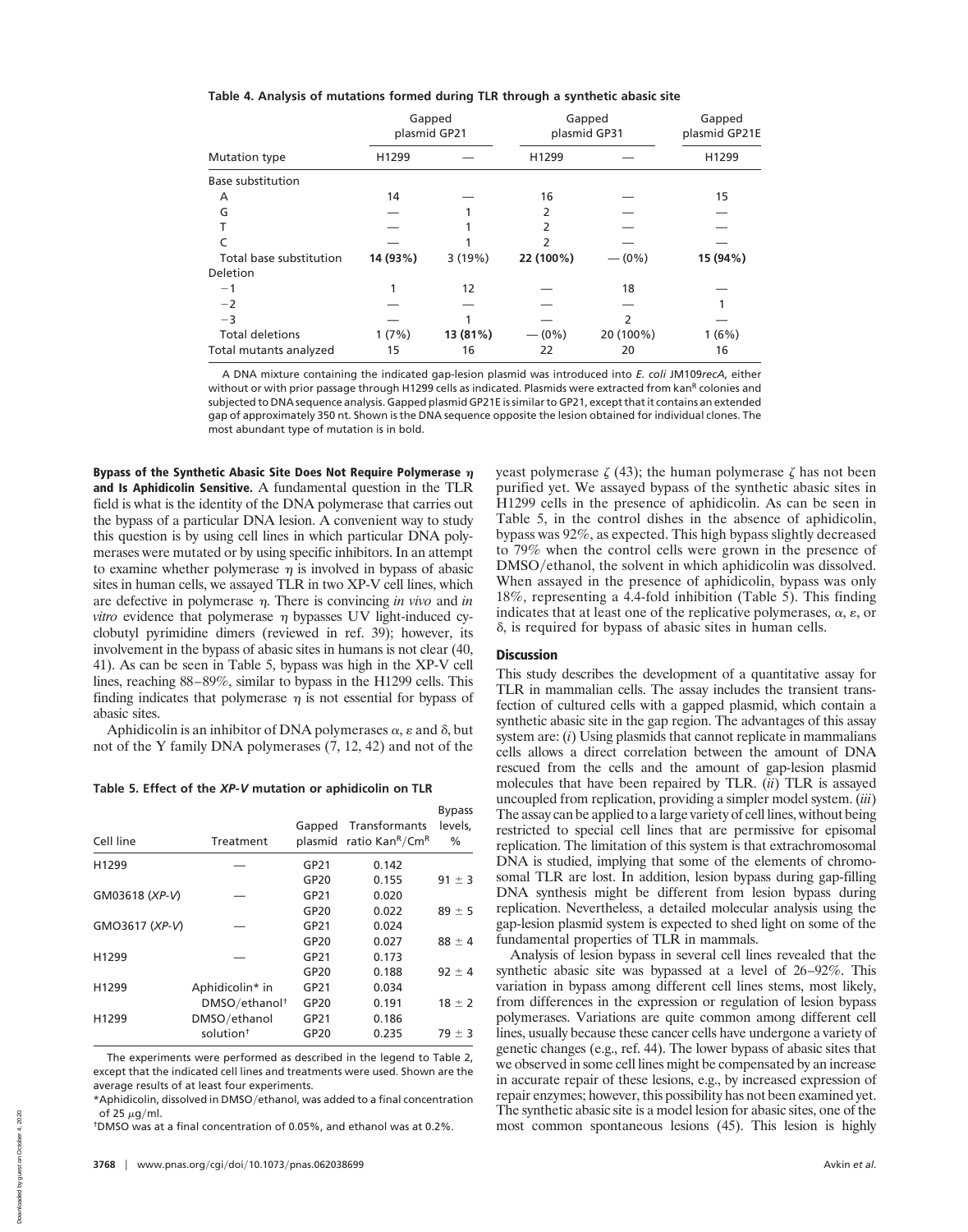**Table 4. Analysis of mutations formed during TLR through a synthetic abasic site**

| | Gapped plasmid GP21 | | Gapped plasmid GP31 | | Gapped plasmid GP21E |
|---|---|---|---|---|---|
| Mutation type | H1299 | — | H1299 | — | H1299 |
| Base substitution | | | | | |
| A | 14 | — | 16 | — | 15 |
| G | — | 1 | 2 | — | — |
| T | — | 1 | 2 | — | — |
| C | — | 1 | 2 | — | — |
| Total base substitution | **14 (93%)** | 3 (19%) | **22 (100%)** | — (0%) | **15 (94%)** |
| Deletion | | | | | |
| −1 | 1 | 12 | — | 18 | — |
| −2 | — | — | — | — | 1 |
| −3 | — | 1 | — | 2 | — |
| Total deletions | 1 (7%) | **13 (81%)** | — (0%) | **20 (100%)** | 1 (6%) |
| Total mutants analyzed | 15 | 16 | 22 | 20 | 16 |

A DNA mixture containing the indicated gap-lesion plasmid was introduced into *E. coli* JM109*recA*, either without or with prior passage through H1299 cells as indicated. Plasmids were extracted from kan$^R$ colonies and subjected to DNA sequence analysis. Gapped plasmid GP21E is similar to GP21, except that it contains an extended gap of approximately 350 nt. Shown is the DNA sequence opposite the lesion obtained for individual clones. The most abundant type of mutation is in bold.

**Bypass of the Synthetic Abasic Site Does Not Require Polymerase $\eta$ and Is Aphidicolin Sensitive.** A fundamental question in the TLR field is what is the identity of the DNA polymerase that carries out the bypass of a particular DNA lesion. A convenient way to study this question is by using cell lines in which particular DNA polymerases were mutated or by using specific inhibitors. In an attempt to examine whether polymerase $\eta$ is involved in bypass of abasic sites in human cells, we assayed TLR in two XP-V cell lines, which are defective in polymerase $\eta$. There is convincing *in vivo* and *in vitro* evidence that polymerase $\eta$ bypasses UV light-induced cyclobutyl pyrimidine dimers (reviewed in ref. 39); however, its involvement in the bypass of abasic sites in humans is not clear (40, 41). As can be seen in Table 5, bypass was high in the XP-V cell lines, reaching 88–89%, similar to bypass in the H1299 cells. This finding indicates that polymerase $\eta$ is not essential for bypass of abasic sites.

Aphidicolin is an inhibitor of DNA polymerases $\alpha$, $\varepsilon$ and $\delta$, but not of the Y family DNA polymerases (7, 12, 42) and not of the yeast polymerase $\zeta$ (43); the human polymerase $\zeta$ has not been purified yet. We assayed bypass of the synthetic abasic sites in H1299 cells in the presence of aphidicolin. As can be seen in Table 5, in the control dishes in the absence of aphidicolin, bypass was 92%, as expected. This high bypass slightly decreased to 79% when the control cells were grown in the presence of DMSO/ethanol, the solvent in which aphidicolin was dissolved. When assayed in the presence of aphidicolin, bypass was only 18%, representing a 4.4-fold inhibition (Table 5). This finding indicates that at least one of the replicative polymerases, $\alpha$, $\varepsilon$, or $\delta$, is required for bypass of abasic sites in human cells.

**Table 5. Effect of the *XP-V* mutation or aphidicolin on TLR**

| Cell line | Treatment | Gapped plasmid | Transformants ratio Kan$^R$/Cm$^R$ | Bypass levels, % |
|---|---|---|---|---|
| H1299 | — | GP21 | 0.142 | |
| | | GP20 | 0.155 | 91 ± 3 |
| GM03618 (*XP-V*) | — | GP21 | 0.020 | |
| | | GP20 | 0.022 | 89 ± 5 |
| GMO3617 (*XP-V*) | — | GP21 | 0.024 | |
| | | GP20 | 0.027 | 88 ± 4 |
| H1299 | — | GP21 | 0.173 | |
| | | GP20 | 0.188 | 92 ± 4 |
| H1299 | Aphidicolin* in | GP21 | 0.034 | |
| | DMSO/ethanol† | GP20 | 0.191 | 18 ± 2 |
| H1299 | DMSO/ethanol | GP21 | 0.186 | |
| | solution† | GP20 | 0.235 | 79 ± 3 |

The experiments were performed as described in the legend to Table 2, except that the indicated cell lines and treatments were used. Shown are the average results of at least four experiments.

*Aphidicolin, dissolved in DMSO/ethanol, was added to a final concentration of 25 $\mu$g/ml.

†DMSO was at a final concentration of 0.05%, and ethanol was at 0.2%.

## Discussion

This study describes the development of a quantitative assay for TLR in mammalian cells. The assay includes the transient transfection of cultured cells with a gapped plasmid, which contain a synthetic abasic site in the gap region. The advantages of this assay system are: (*i*) Using plasmids that cannot replicate in mammalians cells allows a direct correlation between the amount of DNA rescued from the cells and the amount of gap-lesion plasmid molecules that have been repaired by TLR. (*ii*) TLR is assayed uncoupled from replication, providing a simpler model system. (*iii*) The assay can be applied to a large variety of cell lines, without being restricted to special cell lines that are permissive for episomal replication. The limitation of this system is that extrachromosomal DNA is studied, implying that some of the elements of chromosomal TLR are lost. In addition, lesion bypass during gap-filling DNA synthesis might be different from lesion bypass during replication. Nevertheless, a detailed molecular analysis using the gap-lesion plasmid system is expected to shed light on some of the fundamental properties of TLR in mammals.

Analysis of lesion bypass in several cell lines revealed that the synthetic abasic site was bypassed at a level of 26–92%. This variation in bypass among different cell lines stems, most likely, from differences in the expression or regulation of lesion bypass polymerases. Variations are quite common among different cell lines, usually because these cancer cells have undergone a variety of genetic changes (e.g., ref. 44). The lower bypass of abasic sites that we observed in some cell lines might be compensated by an increase in accurate repair of these lesions, e.g., by increased expression of repair enzymes; however, this possibility has not been examined yet. The synthetic abasic site is a model lesion for abasic sites, one of the most common spontaneous lesions (45). This lesion is highly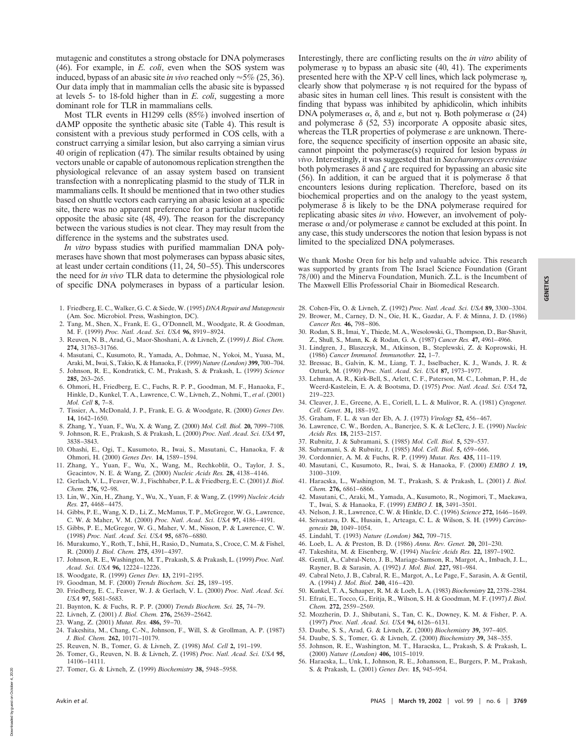mutagenic and constitutes a strong obstacle for DNA polymerases (46). For example, in *E. coli*, even when the SOS system was induced, bypass of an abasic site *in vivo* reached only ≈5% (25, 36). Our data imply that in mammalian cells the abasic site is bypassed at levels 5- to 18-fold higher than in *E. coli*, suggesting a more dominant role for TLR in mammalians cells.

Most TLR events in H1299 cells (85%) involved insertion of dAMP opposite the synthetic abasic site (Table 4). This result is consistent with a previous study performed in COS cells, with a construct carrying a similar lesion, but also carrying a simian virus 40 origin of replication (47). The similar results obtained by using vectors unable or capable of autonomous replication strengthen the physiological relevance of an assay system based on transient transfection with a nonreplicating plasmid to the study of TLR in mammalians cells. It should be mentioned that in two other studies based on shuttle vectors each carrying an abasic lesion at a specific site, there was no apparent preference for a particular nucleotide opposite the abasic site (48, 49). The reason for the discrepancy between the various studies is not clear. They may result from the difference in the systems and the substrates used.

*In vitro* bypass studies with purified mammalian DNA polymerases have shown that most polymerases can bypass abasic sites, at least under certain conditions (11, 24, 50–55). This underscores the need for *in vivo* TLR data to determine the physiological role of specific DNA polymerases in bypass of a particular lesion. Interestingly, there are conflicting results on the *in vitro* ability of polymerase $\eta$ to bypass an abasic site (40, 41). The experiments presented here with the XP-V cell lines, which lack polymerase $\eta$, clearly show that polymerase $\eta$ is not required for the bypass of abasic sites in human cell lines. This result is consistent with the finding that bypass was inhibited by aphidicolin, which inhibits DNA polymerases $\alpha$, $\delta$, and $\varepsilon$, but not $\eta$. Both polymerase $\alpha$ (24) and polymerase $\delta$ (52, 53) incorporate A opposite abasic sites, whereas the TLR properties of polymerase $\varepsilon$ are unknown. Therefore, the sequence specificity of insertion opposite an abasic site, cannot pinpoint the polymerase(s) required for lesion bypass *in vivo*. Interestingly, it was suggested that in *Saccharomyces cerevisiae* both polymerases $\delta$ and $\zeta$ are required for bypassing an abasic site (56). In addition, it can be argued that it is polymerase $\delta$ that encounters lesions during replication. Therefore, based on its biochemical properties and on the analogy to the yeast system, polymerase $\delta$ is likely to be the DNA polymerase required for replicating abasic sites *in vivo*. However, an involvement of polymerase $\alpha$ and/or polymerase $\varepsilon$ cannot be excluded at this point. In any case, this study underscores the notion that lesion bypass is not limited to the specialized DNA polymerases.

We thank Moshe Oren for his help and valuable advice. This research was supported by grants from The Israel Science Foundation (Grant 78/00) and the Minerva Foundation, Munich. Z.L. is the Incumbent of The Maxwell Ellis Professorial Chair in Biomedical Research.

1. Friedberg, E. C., Walker, G. C. & Siede, W. (1995) *DNA Repair and Mutagenesis* (Am. Soc. Microbiol. Press, Washington, DC).
2. Tang, M., Shen, X., Frank, E. G., O'Donnell, M., Woodgate, R. & Goodman, M. F. (1999) *Proc. Natl. Acad. Sci. USA* **96,** 8919–8924.
3. Reuven, N. B., Arad, G., Maor-Shoshani, A. & Livneh, Z. (1999) *J. Biol. Chem.* **274,** 31763–31766.
4. Masutani, C., Kusumoto, R., Yamada, A., Dohmae, N., Yokoi, M., Yuasa, M., Araki, M., Iwai, S., Takio, K. & Hanaoka, F. (1999) *Nature (London)* **399,** 700–704.
5. Johnson, R. E., Kondratick, C. M., Prakash, S. & Prakash, L. (1999) *Science* **285,** 263–265.
6. Ohmori, H., Friedberg, E. C., Fuchs, R. P. P., Goodman, M. F., Hanaoka, F., Hinkle, D., Kunkel, T. A., Lawrence, C. W., Livneh, Z., Nohmi, T., *et al*. (2001) *Mol. Cell* **8,** 7–8.
7. Tissier, A., McDonald, J. P., Frank, E. G. & Woodgate, R. (2000) *Genes Dev.* **14,** 1642–1650.
8. Zhang, Y., Yuan, F., Wu, X. & Wang, Z. (2000) *Mol. Cell. Biol.* **20,** 7099–7108.
9. Johnson, R. E., Prakash, S. & Prakash, L. (2000) *Proc. Natl. Acad. Sci. USA* **97,** 3838–3843.
10. Ohashi, E., Ogi, T., Kusumoto, R., Iwai, S., Masutani, C., Hanaoka, F. & Ohmori, H. (2000) *Genes Dev.* **14,** 1589–1594.
11. Zhang, Y., Yuan, F., Wu, X., Wang, M., Rechkoblit, O., Taylor, J. S., Geacintov, N. E. & Wang, Z. (2000) *Nucleic Acids Res.* **28,** 4138–4146.
12. Gerlach, V. L., Feaver, W. J., Fischhaber, P. L. & Friedberg, E. C. (2001) *J. Biol. Chem.* **276,** 92–98.
13. Lin, W., Xin, H., Zhang, Y., Wu, X., Yuan, F. & Wang, Z. (1999) *Nucleic Acids Res.* **27,** 4468–4475.
14. Gibbs, P. E., Wang, X. D., Li, Z., McManus, T. P., McGregor, W. G., Lawrence, C. W. & Maher, V. M. (2000) *Proc. Natl. Acad. Sci. USA* **97,** 4186–4191.
15. Gibbs, P. E., McGregor, W. G., Maher, V. M., Nisson, P. & Lawrence, C. W. (1998) *Proc. Natl. Acad. Sci. USA* **95,** 6876–6880.
16. Murakumo, Y., Roth, T., Ishii, H., Rasio, D., Numata, S., Croce, C. M. & Fishel, R. (2000) *J. Biol. Chem.* **275,** 4391–4397.
17. Johnson, R. E., Washington, M. T., Prakash, S. & Prakash, L. (1999) *Proc. Natl. Acad. Sci. USA* **96,** 12224–12226.
18. Woodgate, R. (1999) *Genes Dev.* **13,** 2191–2195.
19. Goodman, M. F. (2000) *Trends Biochem. Sci.* **25,** 189–195.
20. Friedberg, E. C., Feaver, W. J. & Gerlach, V. L. (2000) *Proc. Natl. Acad. Sci. USA* **97,** 5681–5683.
21. Baynton, K. & Fuchs, R. P. P. (2000) *Trends Biochem. Sci.* **25,** 74–79.
22. Livneh, Z. (2001) *J. Biol. Chem.* **276,** 25639–25642.
23. Wang, Z. (2001) *Mutat. Res.* **486,** 59–70.
24. Takeshita, M., Chang, C.-N., Johnson, F., Will, S. & Grollman, A. P. (1987) *J. Biol. Chem.* **262,** 10171–10179.
25. Reuven, N. B., Tomer, G. & Livneh, Z. (1998) *Mol. Cell* **2,** 191–199.
26. Tomer, G., Reuven, N. B. & Livneh, Z. (1998) *Proc. Natl. Acad. Sci. USA* **95,** 14106–14111.
27. Tomer, G. & Livneh, Z. (1999) *Biochemistry* **38,** 5948–5958.
28. Cohen-Fix, O. & Livneh, Z. (1992) *Proc. Natl. Acad. Sci. USA* **89,** 3300–3304.
29. Brower, M., Carney, D. N., Oie, H. K., Gazdar, A. F. & Minna, J. D. (1986) *Cancer Res.* **46,** 798–806.
30. Rodan, S. B., Imai, Y., Thiede, M. A., Wesolowski, G., Thompson, D., Bar-Shavit, Z., Shull, S., Mann, K. & Rodan, G. A. (1987) *Cancer Res.* **47,** 4961–4966.
31. Lindgren, J., Blaszczyk, M., Atkinson, B., Steplewski, Z. & Koprowski, H. (1986) *Cancer Immunol. Immunother.* **22,** 1–7.
32. Bressac, B., Galvin, K. M., Liang, T. J., Isselbacher, K. J., Wands, J. R. & Ozturk, M. (1990) *Proc. Natl. Acad. Sci. USA* **87,** 1973–1977.
33. Lehman, A. R., Kirk-Bell, S., Arlett, C. F., Paterson, M. C., Lohman, P. H., de Weerd-Kastelein, E. A. & Bootsma, D. (1975) *Proc. Natl. Acad. Sci. USA* **72,** 219–223.
34. Cleaver, J. E., Greene, A. E., Coriell, L. L. & Mulivor, R. A. (1981) *Cytogenet. Cell. Genet.* **31,** 188–192.
35. Graham, F. L. & van der Eb, A. J. (1973) *Virology* **52,** 456–467.
36. Lawrence, C. W., Borden, A., Banerjee, S. K. & LeClerc, J. E. (1990) *Nucleic Acids Res.* **18,** 2153–2157.
37. Rubnitz, J. & Subramani, S. (1985) *Mol. Cell. Biol.* **5,** 529–537.
38. Subramani, S. & Rubnitz, J. (1985) *Mol. Cell. Biol.* **5,** 659–666.
39. Cordonnier, A. M. & Fuchs, R. P. (1999) *Mutat. Res.* **435,** 111–119.
40. Masutani, C., Kusumoto, R., Iwai, S. & Hanaoka, F. (2000) *EMBO J.* **19,** 3100–3109.
41. Haracska, L., Washington, M. T., Prakash, S. & Prakash, L. (2001) *J. Biol. Chem.* **276,** 6861–6866.
42. Masutani, C., Araki, M., Yamada, A., Kusumoto, R., Nogimori, T., Maekawa, T., Iwai, S. & Hanaoka, F. (1999) *EMBO J.* **18,** 3491–3501.
43. Nelson, J. R., Lawrence, C. W. & Hinkle, D. C. (1996) *Science* **272,** 1646–1649.
44. Srivastava, D. K., Husain, I., Arteaga, C. L. & Wilson, S. H. (1999) *Carcinogenesis* **20,** 1049–1054.
45. Lindahl, T. (1993) *Nature (London)* **362,** 709–715.
46. Loeb, L. A. & Preston, B. D. (1986) *Annu. Rev. Genet.* **20,** 201–230.
47. Takeshita, M. & Eisenberg, W. (1994) *Nucleic Acids Res.* **22,** 1897–1902.
48. Gentil, A., Cabral-Neto, J. B., Mariage-Samson, R., Margot, A., Imbach, J. L., Rayner, B. & Sarasin, A. (1992) *J. Mol. Biol.* **227,** 981–984.
49. Cabral Neto, J. B., Cabral, R. E., Margot, A., Le Page, F., Sarasin, A. & Gentil, A. (1994) *J. Mol. Biol.* **240,** 416–420.
50. Kunkel, T. A., Schaaper, R. M. & Loeb, L. A. (1983) *Biochemistry* **22,** 2378–2384.
51. Efrati, E., Tocco, G., Eritja, R., Wilson, S. H. & Goodman, M. F. (1997) *J. Biol. Chem.* **272,** 2559–2569.
52. Mozzherin, D. J., Shibutani, S., Tan, C. K., Downey, K. M. & Fisher, P. A. (1997) *Proc. Natl. Acad. Sci. USA* **94,** 6126–6131.
53. Daube, S. S., Arad, G. & Livneh, Z. (2000) *Biochemistry* **39,** 397–405.
54. Daube, S. S., Tomer, G. & Livneh, Z. (2000) *Biochemistry* **39,** 348–355.
55. Johnson, R. E., Washington, M. T., Haracska, L., Prakash, S. & Prakash, L. (2000) *Nature (London)* **406,** 1015–1019.
56. Haracska, L., Unk, I., Johnson, R. E., Johansson, E., Burgers, P. M., Prakash, S. & Prakash, L. (2001) *Genes Dev.* **15,** 945–954.